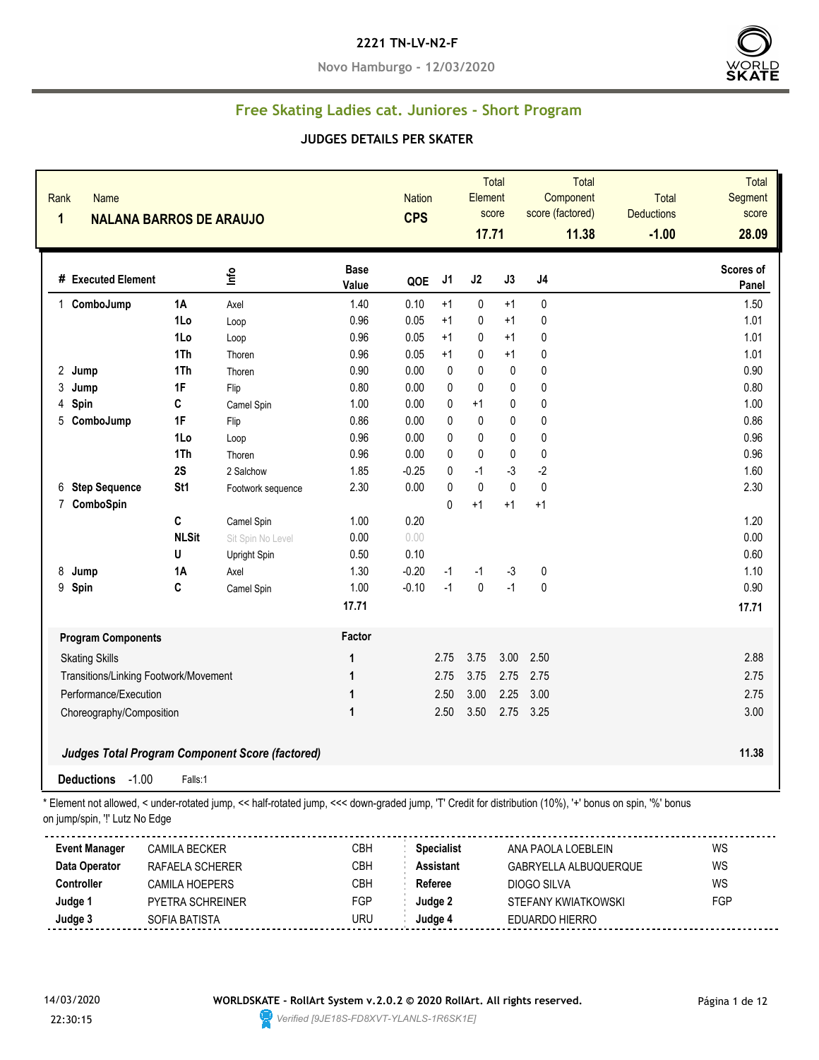**2221 TN-LV-N2-F**

**Novo Hamburgo - 12/03/2020**

## Free Skating Ladies cat. Juniores - Short Program

### JUDGES DETAILS PER SKATER

| Rank | Name | Nation | Total Element score | Total Component score (factored) | Total Deductions | Total Segment score |
|---|---|---|---|---|---|---|
| 1 | NALANA BARROS DE ARAUJO | CPS | 17.71 | 11.38 | -1.00 | 28.09 |

| # | Executed Element | | Info | Base Value | QOE | J1 | J2 | J3 | J4 | Scores of Panel |
|---|---|---|---|---|---|---|---|---|---|---|
| 1 | ComboJump | 1A | Axel | 1.40 | 0.10 | +1 | 0 | +1 | 0 | 1.50 |
| | | 1Lo | Loop | 0.96 | 0.05 | +1 | 0 | +1 | 0 | 1.01 |
| | | 1Lo | Loop | 0.96 | 0.05 | +1 | 0 | +1 | 0 | 1.01 |
| | | 1Th | Thoren | 0.96 | 0.05 | +1 | 0 | +1 | 0 | 1.01 |
| 2 | Jump | 1Th | Thoren | 0.90 | 0.00 | 0 | 0 | 0 | 0 | 0.90 |
| 3 | Jump | 1F | Flip | 0.80 | 0.00 | 0 | 0 | 0 | 0 | 0.80 |
| 4 | Spin | C | Camel Spin | 1.00 | 0.00 | 0 | +1 | 0 | 0 | 1.00 |
| 5 | ComboJump | 1F | Flip | 0.86 | 0.00 | 0 | 0 | 0 | 0 | 0.86 |
| | | 1Lo | Loop | 0.96 | 0.00 | 0 | 0 | 0 | 0 | 0.96 |
| | | 1Th | Thoren | 0.96 | 0.00 | 0 | 0 | 0 | 0 | 0.96 |
| | | 2S | 2 Salchow | 1.85 | -0.25 | 0 | -1 | -3 | -2 | 1.60 |
| 6 | Step Sequence | St1 | Footwork sequence | 2.30 | 0.00 | 0 | 0 | 0 | 0 | 2.30 |
| 7 | ComboSpin | | | | | 0 | +1 | +1 | +1 | |
| | | C | Camel Spin | 1.00 | 0.20 | | | | | 1.20 |
| | | NLSit | Sit Spin No Level | 0.00 | 0.00 | | | | | 0.00 |
| | | U | Upright Spin | 0.50 | 0.10 | | | | | 0.60 |
| 8 | Jump | 1A | Axel | 1.30 | -0.20 | -1 | -1 | -3 | 0 | 1.10 |
| 9 | Spin | C | Camel Spin | 1.00 | -0.10 | -1 | 0 | -1 | 0 | 0.90 |
| | | | | 17.71 | | | | | | 17.71 |

| Program Components | Factor | J1 | J2 | J3 | J4 | Scores of Panel |
|---|---|---|---|---|---|---|
| Skating Skills | 1 | 2.75 | 3.75 | 3.00 | 2.50 | 2.88 |
| Transitions/Linking Footwork/Movement | 1 | 2.75 | 3.75 | 2.75 | 2.75 | 2.75 |
| Performance/Execution | 1 | 2.50 | 3.00 | 2.25 | 3.00 | 2.75 |
| Choreography/Composition | 1 | 2.50 | 3.50 | 2.75 | 3.25 | 3.00 |

***Judges Total Program Component Score (factored)*** **11.38**

**Deductions** -1.00 Falls:1

\* Element not allowed, < under-rotated jump, << half-rotated jump, <<< down-graded jump, 'T' Credit for distribution (10%), '+' bonus on spin, '%' bonus on jump/spin, '!' Lutz No Edge

| | | | | | |
|---|---|---|---|---|---|
| **Event Manager** | CAMILA BECKER | CBH | **Specialist** | ANA PAOLA LOEBLEIN | WS |
| **Data Operator** | RAFAELA SCHERER | CBH | **Assistant** | GABRYELLA ALBUQUERQUE | WS |
| **Controller** | CAMILA HOEPERS | CBH | **Referee** | DIOGO SILVA | WS |
| **Judge 1** | PYETRA SCHREINER | FGP | **Judge 2** | STEFANY KWIATKOWSKI | FGP |
| **Judge 3** | SOFIA BATISTA | URU | **Judge 4** | EDUARDO HIERRO | |

14/03/2020 22:30:15

**WORLDSKATE - RollArt System v.2.0.2 © 2020 RollArt. All rights reserved.**

Verified [9JE18S-FD8XVT-YLANLS-1R6SK1E]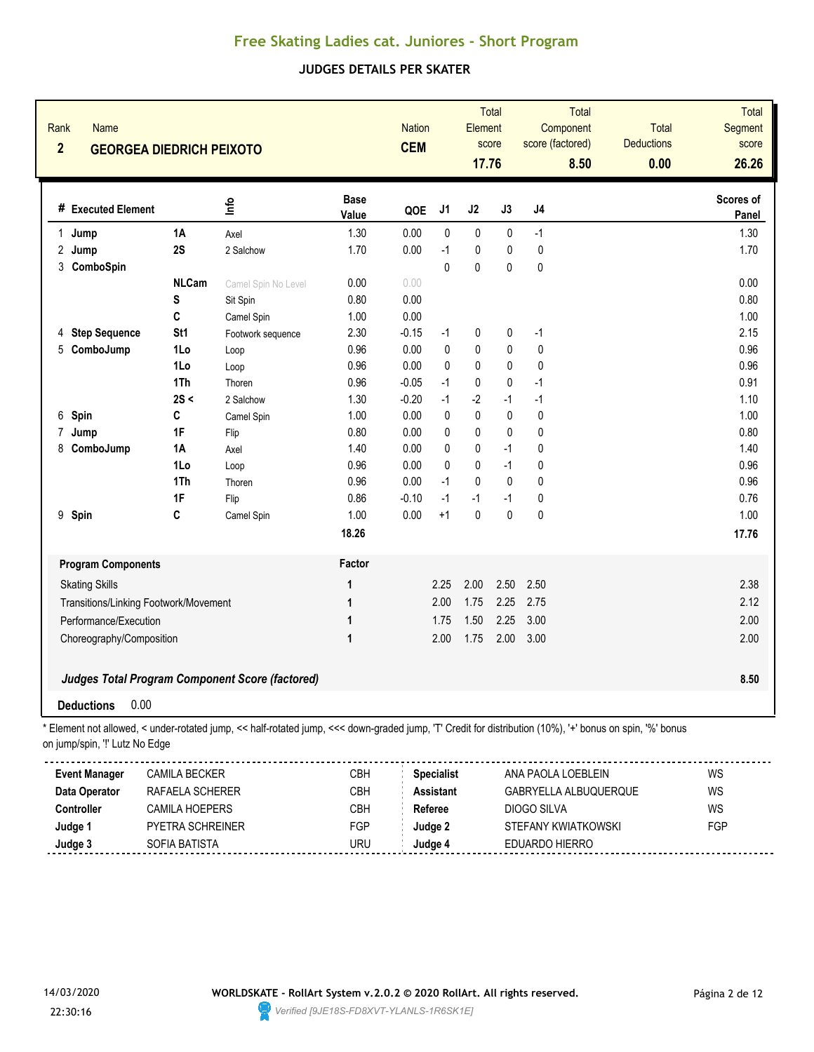# Free Skating Ladies cat. Juniores - Short Program

## JUDGES DETAILS PER SKATER

| Rank | Name | Nation | Total Element score | Total Component score (factored) | Total Deductions | Total Segment score |
|---|---|---|---|---|---|---|
| 2 | GEORGEA DIEDRICH PEIXOTO | CEM | 17.76 | 8.50 | 0.00 | 26.26 |

| # | Executed Element | | Info | Base Value | QOE | J1 | J2 | J3 | J4 | Scores of Panel |
|---|---|---|---|---|---|---|---|---|---|---|
| 1 | Jump | 1A | Axel | 1.30 | 0.00 | 0 | 0 | 0 | -1 | 1.30 |
| 2 | Jump | 2S | 2 Salchow | 1.70 | 0.00 | -1 | 0 | 0 | 0 | 1.70 |
| 3 | ComboSpin | | | | | 0 | 0 | 0 | 0 | |
| | | NLCam | Camel Spin No Level | 0.00 | 0.00 | | | | | 0.00 |
| | | S | Sit Spin | 0.80 | 0.00 | | | | | 0.80 |
| | | C | Camel Spin | 1.00 | 0.00 | | | | | 1.00 |
| 4 | Step Sequence | St1 | Footwork sequence | 2.30 | -0.15 | -1 | 0 | 0 | -1 | 2.15 |
| 5 | ComboJump | 1Lo | Loop | 0.96 | 0.00 | 0 | 0 | 0 | 0 | 0.96 |
| | | 1Lo | Loop | 0.96 | 0.00 | 0 | 0 | 0 | 0 | 0.96 |
| | | 1Th | Thoren | 0.96 | -0.05 | -1 | 0 | 0 | -1 | 0.91 |
| | | 2S < | 2 Salchow | 1.30 | -0.20 | -1 | -2 | -1 | -1 | 1.10 |
| 6 | Spin | C | Camel Spin | 1.00 | 0.00 | 0 | 0 | 0 | 0 | 1.00 |
| 7 | Jump | 1F | Flip | 0.80 | 0.00 | 0 | 0 | 0 | 0 | 0.80 |
| 8 | ComboJump | 1A | Axel | 1.40 | 0.00 | 0 | 0 | -1 | 0 | 1.40 |
| | | 1Lo | Loop | 0.96 | 0.00 | 0 | 0 | -1 | 0 | 0.96 |
| | | 1Th | Thoren | 0.96 | 0.00 | -1 | 0 | 0 | 0 | 0.96 |
| | | 1F | Flip | 0.86 | -0.10 | -1 | -1 | -1 | 0 | 0.76 |
| 9 | Spin | C | Camel Spin | 1.00 | 0.00 | +1 | 0 | 0 | 0 | 1.00 |
| | | | | 18.26 | | | | | | 17.76 |

| Program Components | Factor | J1 | J2 | J3 | J4 | |
|---|---|---|---|---|---|---|
| Skating Skills | 1 | 2.25 | 2.00 | 2.50 | 2.50 | 2.38 |
| Transitions/Linking Footwork/Movement | 1 | 2.00 | 1.75 | 2.25 | 2.75 | 2.12 |
| Performance/Execution | 1 | 1.75 | 1.50 | 2.25 | 3.00 | 2.00 |
| Choreography/Composition | 1 | 2.00 | 1.75 | 2.00 | 3.00 | 2.00 |
| ***Judges Total Program Component Score (factored)*** | | | | | | **8.50** |

**Deductions** 0.00

\* Element not allowed, < under-rotated jump, << half-rotated jump, <<< down-graded jump, 'T' Credit for distribution (10%), '+' bonus on spin, '%' bonus on jump/spin, '!' Lutz No Edge

| | | | | | |
|---|---|---|---|---|---|
| **Event Manager** | CAMILA BECKER | CBH | **Specialist** | ANA PAOLA LOEBLEIN | WS |
| **Data Operator** | RAFAELA SCHERER | CBH | **Assistant** | GABRYELLA ALBUQUERQUE | WS |
| **Controller** | CAMILA HOEPERS | CBH | **Referee** | DIOGO SILVA | WS |
| **Judge 1** | PYETRA SCHREINER | FGP | **Judge 2** | STEFANY KWIATKOWSKI | FGP |
| **Judge 3** | SOFIA BATISTA | URU | **Judge 4** | EDUARDO HIERRO | |

14/03/2020 22:30:16

WORLDSKATE - RollArt System v.2.0.2 © 2020 RollArt. All rights reserved.

Verified [9JE18S-FD8XVT-YLANLS-1R6SK1E]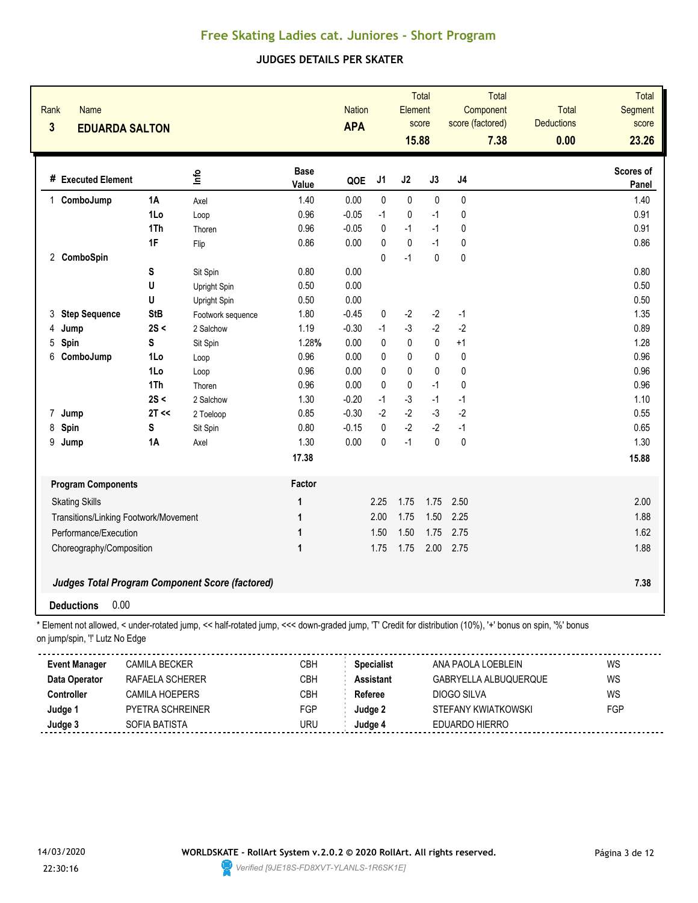# Free Skating Ladies cat. Juniores - Short Program

## JUDGES DETAILS PER SKATER

| Rank | Name | Nation | Total Element score | Total Component score (factored) | Total Deductions | Total Segment score |
|---|---|---|---|---|---|---|
| 3 | **EDUARDA SALTON** | **APA** | **15.88** | **7.38** | **0.00** | **23.26** |

| # | Executed Element | | Info | Base Value | QOE | J1 | J2 | J3 | J4 | Scores of Panel |
|---|---|---|---|---|---|---|---|---|---|---|
| 1 | **ComboJump** | **1A** | Axel | 1.40 | 0.00 | 0 | 0 | 0 | 0 | 1.40 |
| | | **1Lo** | Loop | 0.96 | -0.05 | -1 | 0 | -1 | 0 | 0.91 |
| | | **1Th** | Thoren | 0.96 | -0.05 | 0 | -1 | -1 | 0 | 0.91 |
| | | **1F** | Flip | 0.86 | 0.00 | 0 | 0 | -1 | 0 | 0.86 |
| 2 | **ComboSpin** | | | | | 0 | -1 | 0 | 0 | |
| | | **S** | Sit Spin | 0.80 | 0.00 | | | | | 0.80 |
| | | **U** | Upright Spin | 0.50 | 0.00 | | | | | 0.50 |
| | | **U** | Upright Spin | 0.50 | 0.00 | | | | | 0.50 |
| 3 | **Step Sequence** | **StB** | Footwork sequence | 1.80 | -0.45 | 0 | -2 | -2 | -1 | 1.35 |
| 4 | **Jump** | **2S <** | 2 Salchow | 1.19 | -0.30 | -1 | -3 | -2 | -2 | 0.89 |
| 5 | **Spin** | **S** | Sit Spin | 1.28% | 0.00 | 0 | 0 | 0 | +1 | 1.28 |
| 6 | **ComboJump** | **1Lo** | Loop | 0.96 | 0.00 | 0 | 0 | 0 | 0 | 0.96 |
| | | **1Lo** | Loop | 0.96 | 0.00 | 0 | 0 | 0 | 0 | 0.96 |
| | | **1Th** | Thoren | 0.96 | 0.00 | 0 | 0 | -1 | 0 | 0.96 |
| | | **2S <** | 2 Salchow | 1.30 | -0.20 | -1 | -3 | -1 | -1 | 1.10 |
| 7 | **Jump** | **2T <<** | 2 Toeloop | 0.85 | -0.30 | -2 | -2 | -3 | -2 | 0.55 |
| 8 | **Spin** | **S** | Sit Spin | 0.80 | -0.15 | 0 | -2 | -2 | -1 | 0.65 |
| 9 | **Jump** | **1A** | Axel | 1.30 | 0.00 | 0 | -1 | 0 | 0 | 1.30 |
| | | | | **17.38** | | | | | | **15.88** |

| Program Components | Factor | J1 | J2 | J3 | J4 | |
|---|---|---|---|---|---|---|
| Skating Skills | 1 | 2.25 | 1.75 | 1.75 | 2.50 | 2.00 |
| Transitions/Linking Footwork/Movement | 1 | 2.00 | 1.75 | 1.50 | 2.25 | 1.88 |
| Performance/Execution | 1 | 1.50 | 1.50 | 1.75 | 2.75 | 1.62 |
| Choreography/Composition | 1 | 1.75 | 1.75 | 2.00 | 2.75 | 1.88 |

***Judges Total Program Component Score (factored)*** **7.38**

**Deductions** 0.00

\* Element not allowed, < under-rotated jump, << half-rotated jump, <<< down-graded jump, 'T' Credit for distribution (10%), '+' bonus on spin, '%' bonus on jump/spin, '!' Lutz No Edge

| | | | | | |
|---|---|---|---|---|---|
| **Event Manager** | CAMILA BECKER | CBH | **Specialist** | ANA PAOLA LOEBLEIN | WS |
| **Data Operator** | RAFAELA SCHERER | CBH | **Assistant** | GABRYELLA ALBUQUERQUE | WS |
| **Controller** | CAMILA HOEPERS | CBH | **Referee** | DIOGO SILVA | WS |
| **Judge 1** | PYETRA SCHREINER | FGP | **Judge 2** | STEFANY KWIATKOWSKI | FGP |
| **Judge 3** | SOFIA BATISTA | URU | **Judge 4** | EDUARDO HIERRO | |

14/03/2020 22:30:16

**WORLDSKATE - RollArt System v.2.0.2 © 2020 RollArt. All rights reserved.**

Verified [9JE18S-FD8XVT-YLANLS-1R6SK1E]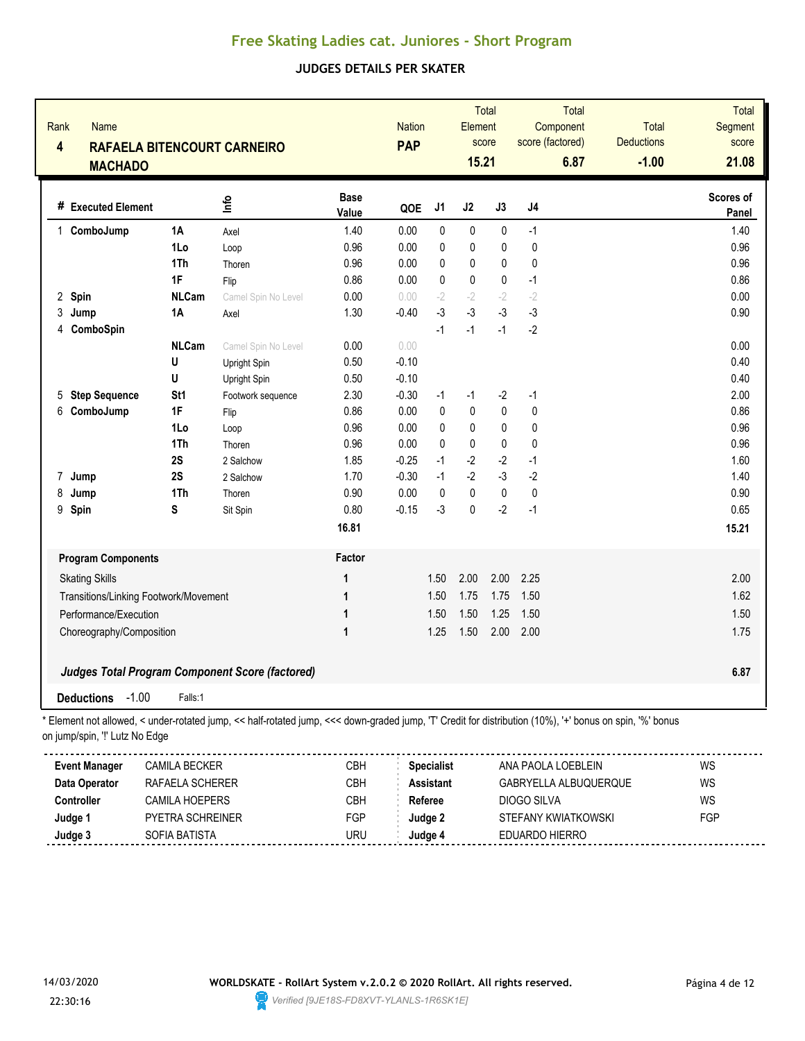# Free Skating Ladies cat. Juniores - Short Program

## JUDGES DETAILS PER SKATER

| Rank | Name | Nation | Total Element score | Total Component score (factored) | Total Deductions | Total Segment score |
|---|---|---|---|---|---|---|
| 4 | RAFAELA BITENCOURT CARNEIRO MACHADO | PAP | 15.21 | 6.87 | -1.00 | 21.08 |

| # | Executed Element | | Info | Base Value | QOE | J1 | J2 | J3 | J4 | Scores of Panel |
|---|---|---|---|---|---|---|---|---|---|---|
| 1 | ComboJump | 1A | Axel | 1.40 | 0.00 | 0 | 0 | 0 | -1 | 1.40 |
| | | 1Lo | Loop | 0.96 | 0.00 | 0 | 0 | 0 | 0 | 0.96 |
| | | 1Th | Thoren | 0.96 | 0.00 | 0 | 0 | 0 | 0 | 0.96 |
| | | 1F | Flip | 0.86 | 0.00 | 0 | 0 | 0 | -1 | 0.86 |
| 2 | Spin | NLCam | Camel Spin No Level | 0.00 | 0.00 | -2 | -2 | -2 | -2 | 0.00 |
| 3 | Jump | 1A | Axel | 1.30 | -0.40 | -3 | -3 | -3 | -3 | 0.90 |
| 4 | ComboSpin | | | | | -1 | -1 | -1 | -2 | |
| | | NLCam | Camel Spin No Level | 0.00 | 0.00 | | | | | 0.00 |
| | | U | Upright Spin | 0.50 | -0.10 | | | | | 0.40 |
| | | U | Upright Spin | 0.50 | -0.10 | | | | | 0.40 |
| 5 | Step Sequence | St1 | Footwork sequence | 2.30 | -0.30 | -1 | -1 | -2 | -1 | 2.00 |
| 6 | ComboJump | 1F | Flip | 0.86 | 0.00 | 0 | 0 | 0 | 0 | 0.86 |
| | | 1Lo | Loop | 0.96 | 0.00 | 0 | 0 | 0 | 0 | 0.96 |
| | | 1Th | Thoren | 0.96 | 0.00 | 0 | 0 | 0 | 0 | 0.96 |
| | | 2S | 2 Salchow | 1.85 | -0.25 | -1 | -2 | -2 | -1 | 1.60 |
| 7 | Jump | 2S | 2 Salchow | 1.70 | -0.30 | -1 | -2 | -3 | -2 | 1.40 |
| 8 | Jump | 1Th | Thoren | 0.90 | 0.00 | 0 | 0 | 0 | 0 | 0.90 |
| 9 | Spin | S | Sit Spin | 0.80 | -0.15 | -3 | 0 | -2 | -1 | 0.65 |
| | | | | **16.81** | | | | | | **15.21** |

| Program Components | Factor | J1 | J2 | J3 | J4 | |
|---|---|---|---|---|---|---|
| Skating Skills | 1 | 1.50 | 2.00 | 2.00 | 2.25 | 2.00 |
| Transitions/Linking Footwork/Movement | 1 | 1.50 | 1.75 | 1.75 | 1.50 | 1.62 |
| Performance/Execution | 1 | 1.50 | 1.50 | 1.25 | 1.50 | 1.50 |
| Choreography/Composition | 1 | 1.25 | 1.50 | 2.00 | 2.00 | 1.75 |
| ***Judges Total Program Component Score (factored)*** | | | | | | **6.87** |

**Deductions** -1.00 Falls:1

* Element not allowed, < under-rotated jump, << half-rotated jump, <<< down-graded jump, 'T' Credit for distribution (10%), '+' bonus on spin, '%' bonus on jump/spin, '!' Lutz No Edge

| | | | | | |
|---|---|---|---|---|---|
| **Event Manager** | CAMILA BECKER | CBH | **Specialist** | ANA PAOLA LOEBLEIN | WS |
| **Data Operator** | RAFAELA SCHERER | CBH | **Assistant** | GABRYELLA ALBUQUERQUE | WS |
| **Controller** | CAMILA HOEPERS | CBH | **Referee** | DIOGO SILVA | WS |
| **Judge 1** | PYETRA SCHREINER | FGP | **Judge 2** | STEFANY KWIATKOWSKI | FGP |
| **Judge 3** | SOFIA BATISTA | URU | **Judge 4** | EDUARDO HIERRO | |

14/03/2020 22:30:16

**WORLDSKATE - RollArt System v.2.0.2 © 2020 RollArt. All rights reserved.**

*Verified [9JE18S-FD8XVT-YLANLS-1R6SK1E]*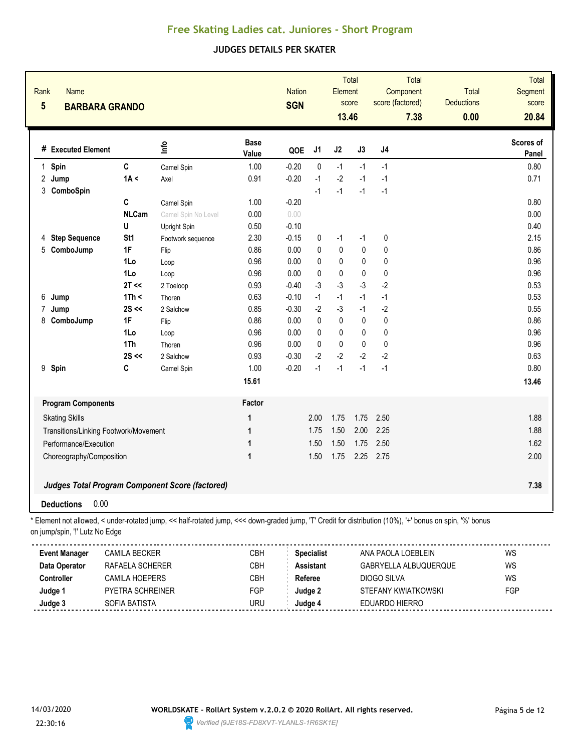# Free Skating Ladies cat. Juniores - Short Program

## JUDGES DETAILS PER SKATER

| Rank | Name | Nation | Total Element score | Total Component score (factored) | Total Deductions | Total Segment score |
|---|---|---|---|---|---|---|
| 5 | **BARBARA GRANDO** | **SGN** | **13.46** | **7.38** | **0.00** | **20.84** |

| # | Executed Element | | Info | Base Value | QOE | J1 | J2 | J3 | J4 | Scores of Panel |
|---|---|---|---|---|---|---|---|---|---|---|
| 1 | **Spin** | **C** | Camel Spin | 1.00 | -0.20 | 0 | -1 | -1 | -1 | 0.80 |
| 2 | **Jump** | **1A <** | Axel | 0.91 | -0.20 | -1 | -2 | -1 | -1 | 0.71 |
| 3 | **ComboSpin** | | | | | -1 | -1 | -1 | -1 | |
| | | **C** | Camel Spin | 1.00 | -0.20 | | | | | 0.80 |
| | | **NLCam** | Camel Spin No Level | 0.00 | 0.00 | | | | | 0.00 |
| | | **U** | Upright Spin | 0.50 | -0.10 | | | | | 0.40 |
| 4 | **Step Sequence** | **St1** | Footwork sequence | 2.30 | -0.15 | 0 | -1 | -1 | 0 | 2.15 |
| 5 | **ComboJump** | **1F** | Flip | 0.86 | 0.00 | 0 | 0 | 0 | 0 | 0.86 |
| | | **1Lo** | Loop | 0.96 | 0.00 | 0 | 0 | 0 | 0 | 0.96 |
| | | **1Lo** | Loop | 0.96 | 0.00 | 0 | 0 | 0 | 0 | 0.96 |
| | | **2T <<** | 2 Toeloop | 0.93 | -0.40 | -3 | -3 | -3 | -2 | 0.53 |
| 6 | **Jump** | **1Th <** | Thoren | 0.63 | -0.10 | -1 | -1 | -1 | -1 | 0.53 |
| 7 | **Jump** | **2S <<** | 2 Salchow | 0.85 | -0.30 | -2 | -3 | -1 | -2 | 0.55 |
| 8 | **ComboJump** | **1F** | Flip | 0.86 | 0.00 | 0 | 0 | 0 | 0 | 0.86 |
| | | **1Lo** | Loop | 0.96 | 0.00 | 0 | 0 | 0 | 0 | 0.96 |
| | | **1Th** | Thoren | 0.96 | 0.00 | 0 | 0 | 0 | 0 | 0.96 |
| | | **2S <<** | 2 Salchow | 0.93 | -0.30 | -2 | -2 | -2 | -2 | 0.63 |
| 9 | **Spin** | **C** | Camel Spin | 1.00 | -0.20 | -1 | -1 | -1 | -1 | 0.80 |
| | | | | **15.61** | | | | | | **13.46** |

| **Program Components** | **Factor** | J1 | J2 | J3 | J4 | |
|---|---|---|---|---|---|---|
| Skating Skills | 1 | 2.00 | 1.75 | 1.75 | 2.50 | 1.88 |
| Transitions/Linking Footwork/Movement | 1 | 1.75 | 1.50 | 2.00 | 2.25 | 1.88 |
| Performance/Execution | 1 | 1.50 | 1.50 | 1.75 | 2.50 | 1.62 |
| Choreography/Composition | 1 | 1.50 | 1.75 | 2.25 | 2.75 | 2.00 |
| ***Judges Total Program Component Score (factored)*** | | | | | | **7.38** |

**Deductions** 0.00

* Element not allowed, < under-rotated jump, << half-rotated jump, <<< down-graded jump, 'T' Credit for distribution (10%), '+' bonus on spin, '%' bonus on jump/spin, '!' Lutz No Edge

| | | | | | |
|---|---|---|---|---|---|
| **Event Manager** | CAMILA BECKER | CBH | **Specialist** | ANA PAOLA LOEBLEIN | WS |
| **Data Operator** | RAFAELA SCHERER | CBH | **Assistant** | GABRYELLA ALBUQUERQUE | WS |
| **Controller** | CAMILA HOEPERS | CBH | **Referee** | DIOGO SILVA | WS |
| **Judge 1** | PYETRA SCHREINER | FGP | **Judge 2** | STEFANY KWIATKOWSKI | FGP |
| **Judge 3** | SOFIA BATISTA | URU | **Judge 4** | EDUARDO HIERRO | |

14/03/2020 22:30:16

**WORLDSKATE - RollArt System v.2.0.2 © 2020 RollArt. All rights reserved.**

*Verified [9JE18S-FD8XVT-YLANLS-1R6SK1E]*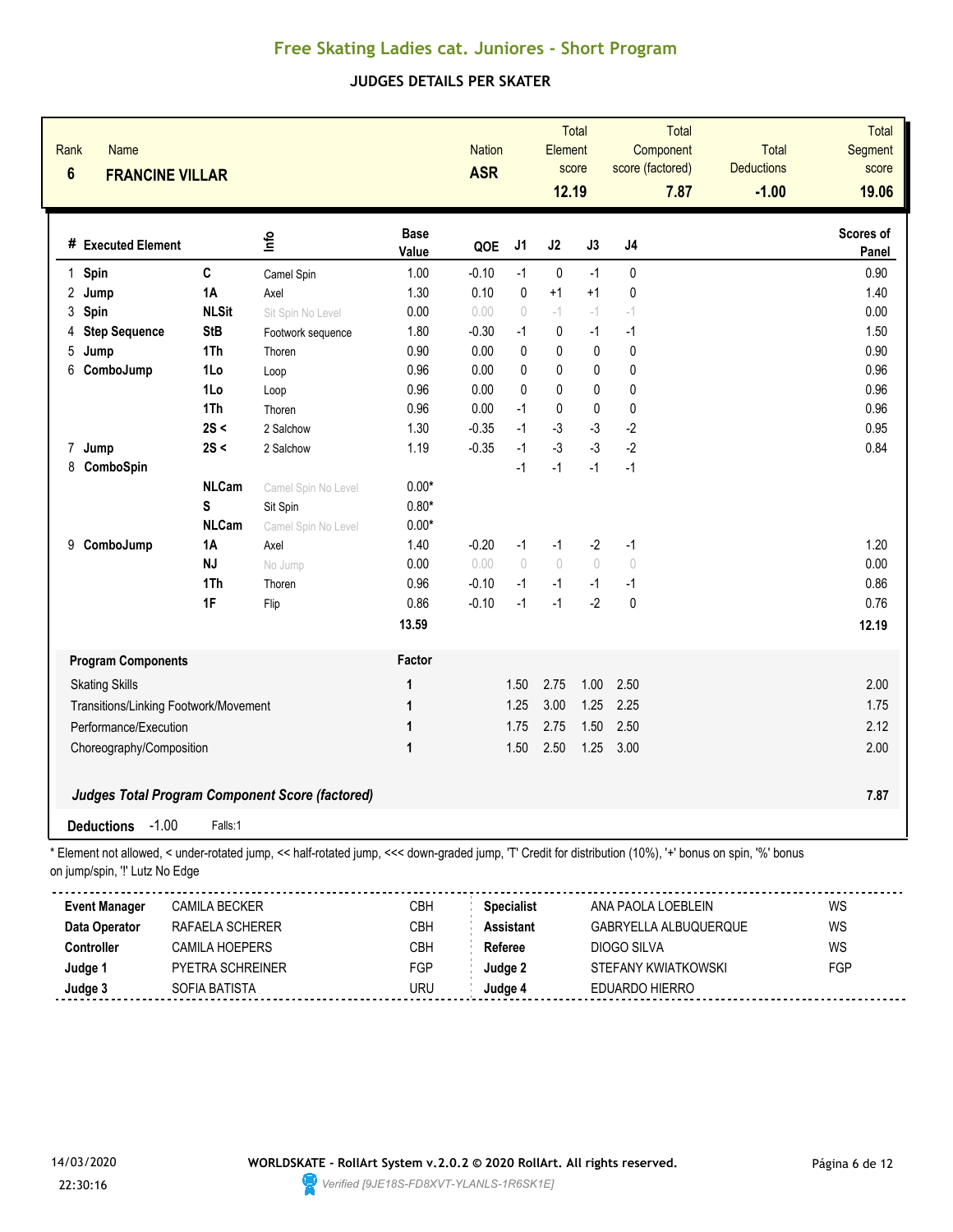# Free Skating Ladies cat. Juniores - Short Program

## JUDGES DETAILS PER SKATER

| Rank | Name | Nation | Total Element score | Total Component score (factored) | Total Deductions | Total Segment score |
|---|---|---|---|---|---|---|
| 6 | FRANCINE VILLAR | ASR | 12.19 | 7.87 | -1.00 | 19.06 |

| # | Executed Element | | Info | Base Value | QOE | J1 | J2 | J3 | J4 | Scores of Panel |
|---|---|---|---|---|---|---|---|---|---|---|
| 1 | Spin | C | Camel Spin | 1.00 | -0.10 | -1 | 0 | -1 | 0 | 0.90 |
| 2 | Jump | 1A | Axel | 1.30 | 0.10 | 0 | +1 | +1 | 0 | 1.40 |
| 3 | Spin | NLSit | Sit Spin No Level | 0.00 | 0.00 | 0 | -1 | -1 | -1 | 0.00 |
| 4 | Step Sequence | StB | Footwork sequence | 1.80 | -0.30 | -1 | 0 | -1 | -1 | 1.50 |
| 5 | Jump | 1Th | Thoren | 0.90 | 0.00 | 0 | 0 | 0 | 0 | 0.90 |
| 6 | ComboJump | 1Lo | Loop | 0.96 | 0.00 | 0 | 0 | 0 | 0 | 0.96 |
| | | 1Lo | Loop | 0.96 | 0.00 | 0 | 0 | 0 | 0 | 0.96 |
| | | 1Th | Thoren | 0.96 | 0.00 | -1 | 0 | 0 | 0 | 0.96 |
| | | 2S < | 2 Salchow | 1.30 | -0.35 | -1 | -3 | -3 | -2 | 0.95 |
| 7 | Jump | 2S < | 2 Salchow | 1.19 | -0.35 | -1 | -3 | -3 | -2 | 0.84 |
| 8 | ComboSpin | | | | | -1 | -1 | -1 | -1 | |
| | | NLCam | Camel Spin No Level | 0.00* | | | | | | |
| | | S | Sit Spin | 0.80* | | | | | | |
| | | NLCam | Camel Spin No Level | 0.00* | | | | | | |
| 9 | ComboJump | 1A | Axel | 1.40 | -0.20 | -1 | -1 | -2 | -1 | 1.20 |
| | | NJ | No Jump | 0.00 | 0.00 | 0 | 0 | 0 | 0 | 0.00 |
| | | 1Th | Thoren | 0.96 | -0.10 | -1 | -1 | -1 | -1 | 0.86 |
| | | 1F | Flip | 0.86 | -0.10 | -1 | -1 | -2 | 0 | 0.76 |
| | | | | 13.59 | | | | | | 12.19 |

| Program Components | Factor | J1 | J2 | J3 | J4 | Scores of Panel |
|---|---|---|---|---|---|---|
| Skating Skills | 1 | 1.50 | 2.75 | 1.00 | 2.50 | 2.00 |
| Transitions/Linking Footwork/Movement | 1 | 1.25 | 3.00 | 1.25 | 2.25 | 1.75 |
| Performance/Execution | 1 | 1.75 | 2.75 | 1.50 | 2.50 | 2.12 |
| Choreography/Composition | 1 | 1.50 | 2.50 | 1.25 | 3.00 | 2.00 |
| *Judges Total Program Component Score (factored)* | | | | | | 7.87 |

**Deductions** -1.00 Falls:1

* Element not allowed, < under-rotated jump, << half-rotated jump, <<< down-graded jump, 'T' Credit for distribution (10%), '+' bonus on spin, '%' bonus on jump/spin, '!' Lutz No Edge

| | | | | | |
|---|---|---|---|---|---|
| **Event Manager** | CAMILA BECKER | CBH | **Specialist** | ANA PAOLA LOEBLEIN | WS |
| **Data Operator** | RAFAELA SCHERER | CBH | **Assistant** | GABRYELLA ALBUQUERQUE | WS |
| **Controller** | CAMILA HOEPERS | CBH | **Referee** | DIOGO SILVA | WS |
| **Judge 1** | PYETRA SCHREINER | FGP | **Judge 2** | STEFANY KWIATKOWSKI | FGP |
| **Judge 3** | SOFIA BATISTA | URU | **Judge 4** | EDUARDO HIERRO | |

14/03/2020 22:30:16

WORLDSKATE - RollArt System v.2.0.2 © 2020 RollArt. All rights reserved.

Verified [9JE18S-FD8XVT-YLANLS-1R6SK1E]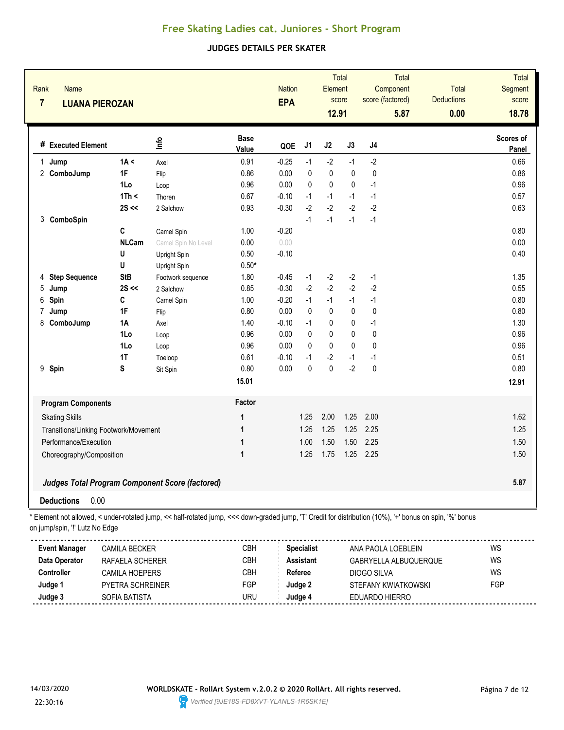# Free Skating Ladies cat. Juniores - Short Program

## JUDGES DETAILS PER SKATER

| Rank | Name | Nation | Total Element score | Total Component score (factored) | Total Deductions | Total Segment score |
|---|---|---|---|---|---|---|
| 7 | LUANA PIEROZAN | EPA | 12.91 | 5.87 | 0.00 | 18.78 |

| # | Executed Element | | Info | Base Value | QOE | J1 | J2 | J3 | J4 | Scores of Panel |
|---|---|---|---|---|---|---|---|---|---|---|
| 1 | Jump | 1A < | Axel | 0.91 | -0.25 | -1 | -2 | -1 | -2 | 0.66 |
| 2 | ComboJump | 1F | Flip | 0.86 | 0.00 | 0 | 0 | 0 | 0 | 0.86 |
| | | 1Lo | Loop | 0.96 | 0.00 | 0 | 0 | 0 | -1 | 0.96 |
| | | 1Th < | Thoren | 0.67 | -0.10 | -1 | -1 | -1 | -1 | 0.57 |
| | | 2S << | 2 Salchow | 0.93 | -0.30 | -2 | -2 | -2 | -2 | 0.63 |
| 3 | ComboSpin | | | | | -1 | -1 | -1 | -1 | |
| | | C | Camel Spin | 1.00 | -0.20 | | | | | 0.80 |
| | | NLCam | Camel Spin No Level | 0.00 | 0.00 | | | | | 0.00 |
| | | U | Upright Spin | 0.50 | -0.10 | | | | | 0.40 |
| | | U | Upright Spin | 0.50* | | | | | | |
| 4 | Step Sequence | StB | Footwork sequence | 1.80 | -0.45 | -1 | -2 | -2 | -1 | 1.35 |
| 5 | Jump | 2S << | 2 Salchow | 0.85 | -0.30 | -2 | -2 | -2 | -2 | 0.55 |
| 6 | Spin | C | Camel Spin | 1.00 | -0.20 | -1 | -1 | -1 | -1 | 0.80 |
| 7 | Jump | 1F | Flip | 0.80 | 0.00 | 0 | 0 | 0 | 0 | 0.80 |
| 8 | ComboJump | 1A | Axel | 1.40 | -0.10 | -1 | 0 | 0 | -1 | 1.30 |
| | | 1Lo | Loop | 0.96 | 0.00 | 0 | 0 | 0 | 0 | 0.96 |
| | | 1Lo | Loop | 0.96 | 0.00 | 0 | 0 | 0 | 0 | 0.96 |
| | | 1T | Toeloop | 0.61 | -0.10 | -1 | -2 | -1 | -1 | 0.51 |
| 9 | Spin | S | Sit Spin | 0.80 | 0.00 | 0 | 0 | -2 | 0 | 0.80 |
| | | | | 15.01 | | | | | | 12.91 |

| Program Components | Factor | J1 | J2 | J3 | J4 | |
|---|---|---|---|---|---|---|
| Skating Skills | 1 | 1.25 | 2.00 | 1.25 | 2.00 | 1.62 |
| Transitions/Linking Footwork/Movement | 1 | 1.25 | 1.25 | 1.25 | 2.25 | 1.25 |
| Performance/Execution | 1 | 1.00 | 1.50 | 1.50 | 2.25 | 1.50 |
| Choreography/Composition | 1 | 1.25 | 1.75 | 1.25 | 2.25 | 1.50 |

***Judges Total Program Component Score (factored)*** 5.87

**Deductions** 0.00

\* Element not allowed, < under-rotated jump, << half-rotated jump, <<< down-graded jump, 'T' Credit for distribution (10%), '+' bonus on spin, '%' bonus on jump/spin, '!' Lutz No Edge

| | | | | | |
|---|---|---|---|---|---|
| **Event Manager** | CAMILA BECKER | CBH | **Specialist** | ANA PAOLA LOEBLEIN | WS |
| **Data Operator** | RAFAELA SCHERER | CBH | **Assistant** | GABRYELLA ALBUQUERQUE | WS |
| **Controller** | CAMILA HOEPERS | CBH | **Referee** | DIOGO SILVA | WS |
| **Judge 1** | PYETRA SCHREINER | FGP | **Judge 2** | STEFANY KWIATKOWSKI | FGP |
| **Judge 3** | SOFIA BATISTA | URU | **Judge 4** | EDUARDO HIERRO | |

14/03/2020 22:30:16

WORLDSKATE - RollArt System v.2.0.2 © 2020 RollArt. All rights reserved.

Verified [9JE18S-FD8XVT-YLANLS-1R6SK1E]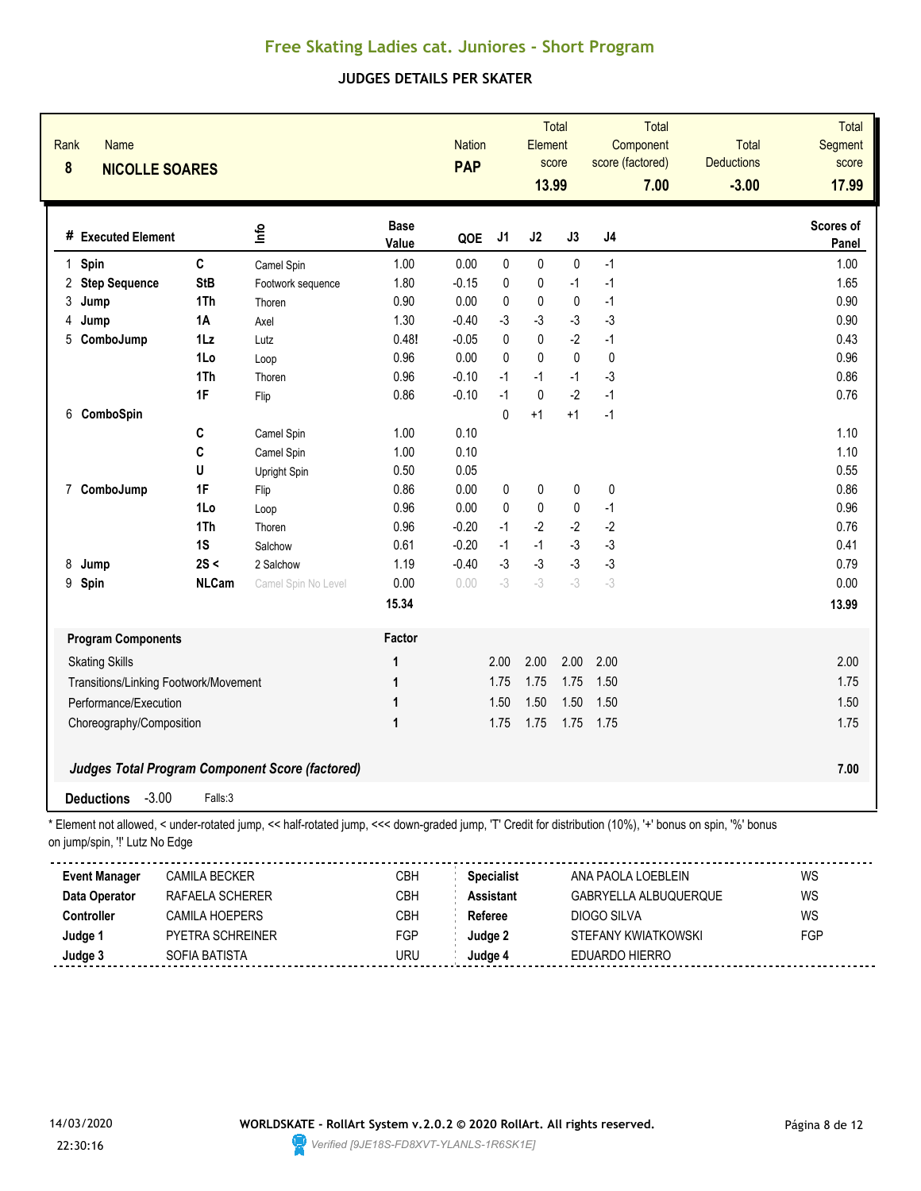# Free Skating Ladies cat. Juniores - Short Program

## JUDGES DETAILS PER SKATER

| Rank | Name | Nation | Total Element score | Total Component score (factored) | Total Deductions | Total Segment score |
|---|---|---|---|---|---|---|
| 8 | **NICOLLE SOARES** | **PAP** | **13.99** | **7.00** | **-3.00** | **17.99** |

| # | Executed Element | | Info | Base Value | QOE | J1 | J2 | J3 | J4 | Scores of Panel |
|---|---|---|---|---|---|---|---|---|---|---|
| 1 | **Spin** | **C** | Camel Spin | 1.00 | 0.00 | 0 | 0 | 0 | -1 | 1.00 |
| 2 | **Step Sequence** | **StB** | Footwork sequence | 1.80 | -0.15 | 0 | 0 | -1 | -1 | 1.65 |
| 3 | **Jump** | **1Th** | Thoren | 0.90 | 0.00 | 0 | 0 | 0 | -1 | 0.90 |
| 4 | **Jump** | **1A** | Axel | 1.30 | -0.40 | -3 | -3 | -3 | -3 | 0.90 |
| 5 | **ComboJump** | **1Lz** | Lutz | 0.48! | -0.05 | 0 | 0 | -2 | -1 | 0.43 |
| | | **1Lo** | Loop | 0.96 | 0.00 | 0 | 0 | 0 | 0 | 0.96 |
| | | **1Th** | Thoren | 0.96 | -0.10 | -1 | -1 | -1 | -3 | 0.86 |
| | | **1F** | Flip | 0.86 | -0.10 | -1 | 0 | -2 | -1 | 0.76 |
| 6 | **ComboSpin** | | | | | 0 | +1 | +1 | -1 | |
| | | **C** | Camel Spin | 1.00 | 0.10 | | | | | 1.10 |
| | | **C** | Camel Spin | 1.00 | 0.10 | | | | | 1.10 |
| | | **U** | Upright Spin | 0.50 | 0.05 | | | | | 0.55 |
| 7 | **ComboJump** | **1F** | Flip | 0.86 | 0.00 | 0 | 0 | 0 | 0 | 0.86 |
| | | **1Lo** | Loop | 0.96 | 0.00 | 0 | 0 | 0 | -1 | 0.96 |
| | | **1Th** | Thoren | 0.96 | -0.20 | -1 | -2 | -2 | -2 | 0.76 |
| | | **1S** | Salchow | 0.61 | -0.20 | -1 | -1 | -3 | -3 | 0.41 |
| 8 | **Jump** | **2S <** | 2 Salchow | 1.19 | -0.40 | -3 | -3 | -3 | -3 | 0.79 |
| 9 | **Spin** | **NLCam** | Camel Spin No Level | 0.00 | 0.00 | -3 | -3 | -3 | -3 | 0.00 |
| | | | | **15.34** | | | | | | **13.99** |

| Program Components | Factor | J1 | J2 | J3 | J4 | |
|---|---|---|---|---|---|---|
| Skating Skills | 1 | 2.00 | 2.00 | 2.00 | 2.00 | 2.00 |
| Transitions/Linking Footwork/Movement | 1 | 1.75 | 1.75 | 1.75 | 1.50 | 1.75 |
| Performance/Execution | 1 | 1.50 | 1.50 | 1.50 | 1.50 | 1.50 |
| Choreography/Composition | 1 | 1.75 | 1.75 | 1.75 | 1.75 | 1.75 |

***Judges Total Program Component Score (factored)*** **7.00**

**Deductions** -3.00 Falls:3

\* Element not allowed, < under-rotated jump, << half-rotated jump, <<< down-graded jump, 'T' Credit for distribution (10%), '+' bonus on spin, '%' bonus on jump/spin, '!' Lutz No Edge

| | | | | | |
|---|---|---|---|---|---|
| **Event Manager** | CAMILA BECKER | CBH | **Specialist** | ANA PAOLA LOEBLEIN | WS |
| **Data Operator** | RAFAELA SCHERER | CBH | **Assistant** | GABRYELLA ALBUQUERQUE | WS |
| **Controller** | CAMILA HOEPERS | CBH | **Referee** | DIOGO SILVA | WS |
| **Judge 1** | PYETRA SCHREINER | FGP | **Judge 2** | STEFANY KWIATKOWSKI | FGP |
| **Judge 3** | SOFIA BATISTA | URU | **Judge 4** | EDUARDO HIERRO | |

14/03/2020 22:30:16

WORLDSKATE - RollArt System v.2.0.2 © 2020 RollArt. All rights reserved.

Verified [9JE18S-FD8XVT-YLANLS-1R6SK1E]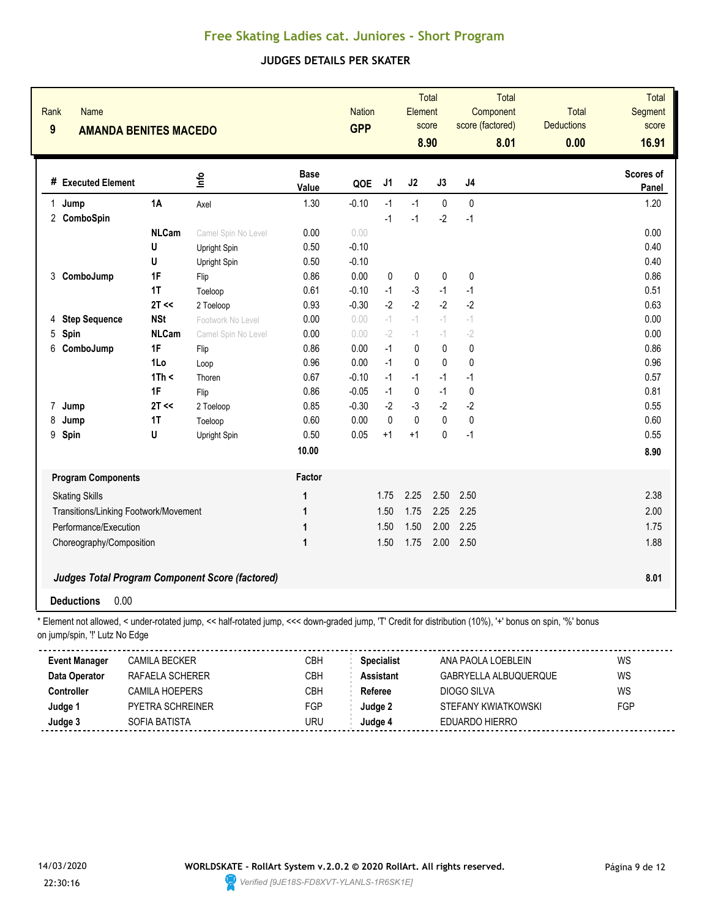# Free Skating Ladies cat. Juniores - Short Program

## JUDGES DETAILS PER SKATER

| Rank | Name | Nation | Total Element score | Total Component score (factored) | Total Deductions | Total Segment score |
|---|---|---|---|---|---|---|
| 9 | AMANDA BENITES MACEDO | GPP | 8.90 | 8.01 | 0.00 | 16.91 |

| # | Executed Element | | Info | Base Value | QOE | J1 | J2 | J3 | J4 | Scores of Panel |
|---|---|---|---|---|---|---|---|---|---|---|
| 1 | Jump | 1A | Axel | 1.30 | -0.10 | -1 | -1 | 0 | 0 | 1.20 |
| 2 | ComboSpin | | | | | -1 | -1 | -2 | -1 | |
| | | NLCam | Camel Spin No Level | 0.00 | 0.00 | | | | | 0.00 |
| | | U | Upright Spin | 0.50 | -0.10 | | | | | 0.40 |
| | | U | Upright Spin | 0.50 | -0.10 | | | | | 0.40 |
| 3 | ComboJump | 1F | Flip | 0.86 | 0.00 | 0 | 0 | 0 | 0 | 0.86 |
| | | 1T | Toeloop | 0.61 | -0.10 | -1 | -3 | -1 | -1 | 0.51 |
| | | 2T << | 2 Toeloop | 0.93 | -0.30 | -2 | -2 | -2 | -2 | 0.63 |
| 4 | Step Sequence | NSt | Footwork No Level | 0.00 | 0.00 | -1 | -1 | -1 | -1 | 0.00 |
| 5 | Spin | NLCam | Camel Spin No Level | 0.00 | 0.00 | -2 | -1 | -1 | -2 | 0.00 |
| 6 | ComboJump | 1F | Flip | 0.86 | 0.00 | -1 | 0 | 0 | 0 | 0.86 |
| | | 1Lo | Loop | 0.96 | 0.00 | -1 | 0 | 0 | 0 | 0.96 |
| | | 1Th < | Thoren | 0.67 | -0.10 | -1 | -1 | -1 | -1 | 0.57 |
| | | 1F | Flip | 0.86 | -0.05 | -1 | 0 | -1 | 0 | 0.81 |
| 7 | Jump | 2T << | 2 Toeloop | 0.85 | -0.30 | -2 | -3 | -2 | -2 | 0.55 |
| 8 | Jump | 1T | Toeloop | 0.60 | 0.00 | 0 | 0 | 0 | 0 | 0.60 |
| 9 | Spin | U | Upright Spin | 0.50 | 0.05 | +1 | +1 | 0 | -1 | 0.55 |
| | | | | 10.00 | | | | | | 8.90 |

| Program Components | Factor | J1 | J2 | J3 | J4 | |
|---|---|---|---|---|---|---|
| Skating Skills | 1 | 1.75 | 2.25 | 2.50 | 2.50 | 2.38 |
| Transitions/Linking Footwork/Movement | 1 | 1.50 | 1.75 | 2.25 | 2.25 | 2.00 |
| Performance/Execution | 1 | 1.50 | 1.50 | 2.00 | 2.25 | 1.75 |
| Choreography/Composition | 1 | 1.50 | 1.75 | 2.00 | 2.50 | 1.88 |

***Judges Total Program Component Score (factored)*** **8.01**

**Deductions** 0.00

\* Element not allowed, < under-rotated jump, << half-rotated jump, <<< down-graded jump, 'T' Credit for distribution (10%), '+' bonus on spin, '%' bonus on jump/spin, '!' Lutz No Edge

| | | | | | |
|---|---|---|---|---|---|
| **Event Manager** | CAMILA BECKER | CBH | **Specialist** | ANA PAOLA LOEBLEIN | WS |
| **Data Operator** | RAFAELA SCHERER | CBH | **Assistant** | GABRYELLA ALBUQUERQUE | WS |
| **Controller** | CAMILA HOEPERS | CBH | **Referee** | DIOGO SILVA | WS |
| **Judge 1** | PYETRA SCHREINER | FGP | **Judge 2** | STEFANY KWIATKOWSKI | FGP |
| **Judge 3** | SOFIA BATISTA | URU | **Judge 4** | EDUARDO HIERRO | |

14/03/2020 22:30:16

WORLDSKATE - RollArt System v.2.0.2 © 2020 RollArt. All rights reserved.

Verified [9JE18S-FD8XVT-YLANLS-1R6SK1E]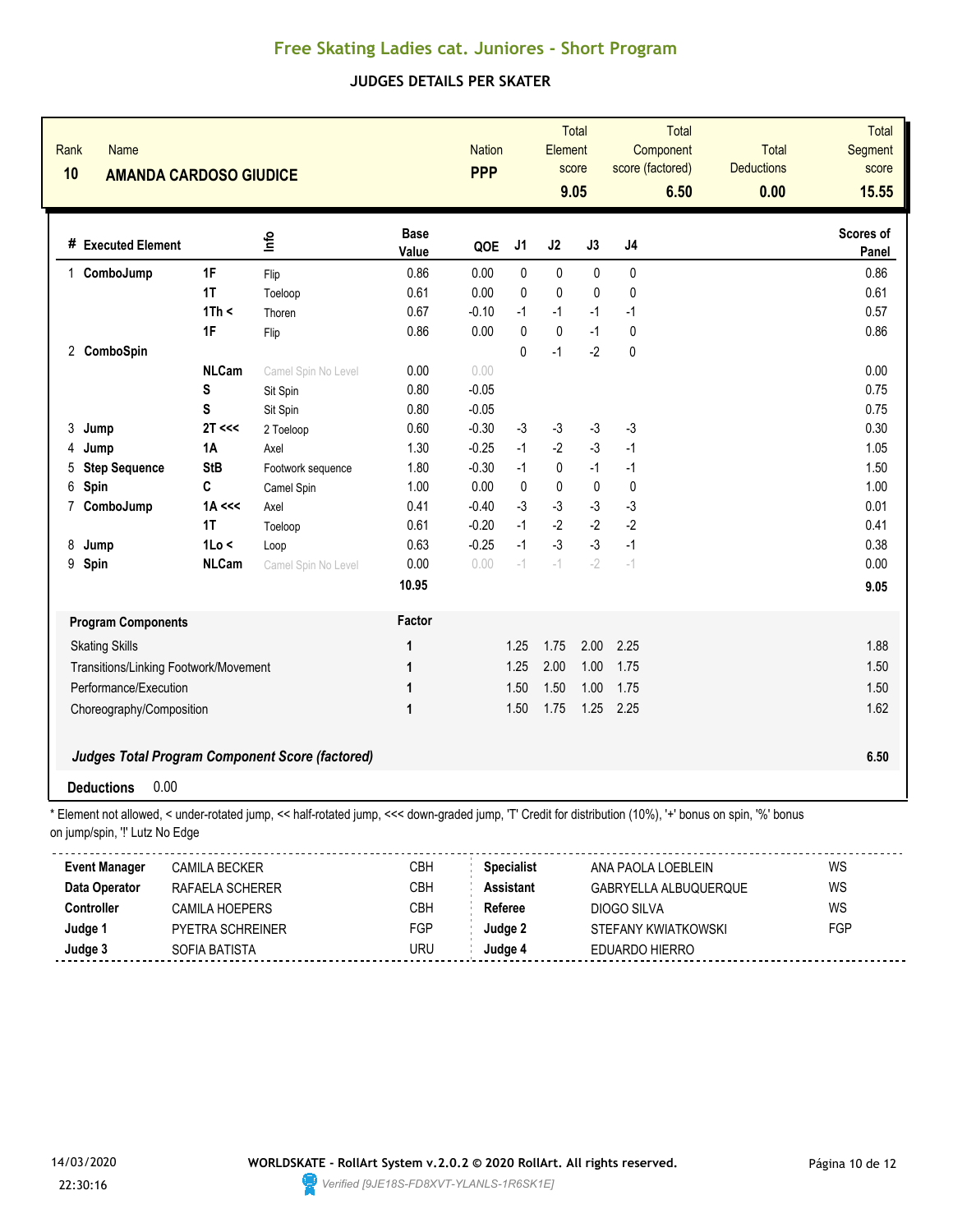# Free Skating Ladies cat. Juniores - Short Program

## JUDGES DETAILS PER SKATER

| Rank | Name | Nation | Total Element score | Total Component score (factored) | Total Deductions | Total Segment score |
|---|---|---|---|---|---|---|
| 10 | **AMANDA CARDOSO GIUDICE** | **PPP** | **9.05** | **6.50** | **0.00** | **15.55** |

| # | Executed Element | | Info | Base Value | QOE | J1 | J2 | J3 | J4 | Scores of Panel |
|---|---|---|---|---|---|---|---|---|---|---|
| 1 | **ComboJump** | **1F** | Flip | 0.86 | 0.00 | 0 | 0 | 0 | 0 | 0.86 |
| | | **1T** | Toeloop | 0.61 | 0.00 | 0 | 0 | 0 | 0 | 0.61 |
| | | **1Th <** | Thoren | 0.67 | -0.10 | -1 | -1 | -1 | -1 | 0.57 |
| | | **1F** | Flip | 0.86 | 0.00 | 0 | 0 | -1 | 0 | 0.86 |
| 2 | **ComboSpin** | | | | | 0 | -1 | -2 | 0 | |
| | | **NLCam** | Camel Spin No Level | 0.00 | 0.00 | | | | | 0.00 |
| | | **S** | Sit Spin | 0.80 | -0.05 | | | | | 0.75 |
| | | **S** | Sit Spin | 0.80 | -0.05 | | | | | 0.75 |
| 3 | **Jump** | **2T <<<** | 2 Toeloop | 0.60 | -0.30 | -3 | -3 | -3 | -3 | 0.30 |
| 4 | **Jump** | **1A** | Axel | 1.30 | -0.25 | -1 | -2 | -3 | -1 | 1.05 |
| 5 | **Step Sequence** | **StB** | Footwork sequence | 1.80 | -0.30 | -1 | 0 | -1 | -1 | 1.50 |
| 6 | **Spin** | **C** | Camel Spin | 1.00 | 0.00 | 0 | 0 | 0 | 0 | 1.00 |
| 7 | **ComboJump** | **1A <<<** | Axel | 0.41 | -0.40 | -3 | -3 | -3 | -3 | 0.01 |
| | | **1T** | Toeloop | 0.61 | -0.20 | -1 | -2 | -2 | -2 | 0.41 |
| 8 | **Jump** | **1Lo <** | Loop | 0.63 | -0.25 | -1 | -3 | -3 | -1 | 0.38 |
| 9 | **Spin** | **NLCam** | Camel Spin No Level | 0.00 | 0.00 | -1 | -1 | -2 | -1 | 0.00 |
| | | | | **10.95** | | | | | | **9.05** |

| Program Components | Factor | J1 | J2 | J3 | J4 | Scores of Panel |
|---|---|---|---|---|---|---|
| Skating Skills | 1 | 1.25 | 1.75 | 2.00 | 2.25 | 1.88 |
| Transitions/Linking Footwork/Movement | 1 | 1.25 | 2.00 | 1.00 | 1.75 | 1.50 |
| Performance/Execution | 1 | 1.50 | 1.50 | 1.00 | 1.75 | 1.50 |
| Choreography/Composition | 1 | 1.50 | 1.75 | 1.25 | 2.25 | 1.62 |
| ***Judges Total Program Component Score (factored)*** | | | | | | **6.50** |

**Deductions** 0.00

\* Element not allowed, < under-rotated jump, << half-rotated jump, <<< down-graded jump, 'T' Credit for distribution (10%), '+' bonus on spin, '%' bonus on jump/spin, '!' Lutz No Edge

| | | | | | |
|---|---|---|---|---|---|
| **Event Manager** | CAMILA BECKER | CBH | **Specialist** | ANA PAOLA LOEBLEIN | WS |
| **Data Operator** | RAFAELA SCHERER | CBH | **Assistant** | GABRYELLA ALBUQUERQUE | WS |
| **Controller** | CAMILA HOEPERS | CBH | **Referee** | DIOGO SILVA | WS |
| **Judge 1** | PYETRA SCHREINER | FGP | **Judge 2** | STEFANY KWIATKOWSKI | FGP |
| **Judge 3** | SOFIA BATISTA | URU | **Judge 4** | EDUARDO HIERRO | |

14/03/2020 22:30:16

**WORLDSKATE - RollArt System v.2.0.2 © 2020 RollArt. All rights reserved.**

*Verified [9JE18S-FD8XVT-YLANLS-1R6SK1E]*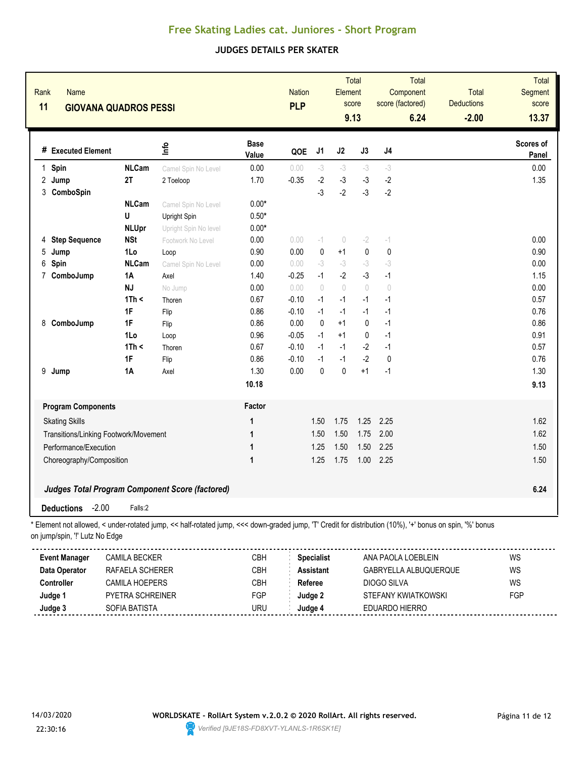# Free Skating Ladies cat. Juniores - Short Program

## JUDGES DETAILS PER SKATER

| Rank | Name | Nation | Total Element score | Total Component score (factored) | Total Deductions | Total Segment score |
|---|---|---|---|---|---|---|
| 11 | GIOVANA QUADROS PESSI | PLP | 9.13 | 6.24 | -2.00 | 13.37 |

| # | Executed Element | | Info | Base Value | QOE | J1 | J2 | J3 | J4 | Scores of Panel |
|---|---|---|---|---|---|---|---|---|---|---|
| 1 | Spin | NLCam | Camel Spin No Level | 0.00 | 0.00 | -3 | -3 | -3 | -3 | 0.00 |
| 2 | Jump | 2T | 2 Toeloop | 1.70 | -0.35 | -2 | -3 | -3 | -2 | 1.35 |
| 3 | ComboSpin | | | | | -3 | -2 | -3 | -2 | |
| | | NLCam | Camel Spin No Level | 0.00* | | | | | | |
| | | U | Upright Spin | 0.50* | | | | | | |
| | | NLUpr | Upright Spin No level | 0.00* | | | | | | |
| 4 | Step Sequence | NSt | Footwork No Level | 0.00 | 0.00 | -1 | 0 | -2 | -1 | 0.00 |
| 5 | Jump | 1Lo | Loop | 0.90 | 0.00 | 0 | +1 | 0 | 0 | 0.90 |
| 6 | Spin | NLCam | Camel Spin No Level | 0.00 | 0.00 | -3 | -3 | -3 | -3 | 0.00 |
| 7 | ComboJump | 1A | Axel | 1.40 | -0.25 | -1 | -2 | -3 | -1 | 1.15 |
| | | NJ | No Jump | 0.00 | 0.00 | 0 | 0 | 0 | 0 | 0.00 |
| | | 1Th < | Thoren | 0.67 | -0.10 | -1 | -1 | -1 | -1 | 0.57 |
| | | 1F | Flip | 0.86 | -0.10 | -1 | -1 | -1 | -1 | 0.76 |
| 8 | ComboJump | 1F | Flip | 0.86 | 0.00 | 0 | +1 | 0 | -1 | 0.86 |
| | | 1Lo | Loop | 0.96 | -0.05 | -1 | +1 | 0 | -1 | 0.91 |
| | | 1Th < | Thoren | 0.67 | -0.10 | -1 | -1 | -2 | -1 | 0.57 |
| | | 1F | Flip | 0.86 | -0.10 | -1 | -1 | -2 | 0 | 0.76 |
| 9 | Jump | 1A | Axel | 1.30 | 0.00 | 0 | 0 | +1 | -1 | 1.30 |
| | | | | 10.18 | | | | | | 9.13 |

| Program Components | Factor | J1 | J2 | J3 | J4 | Scores of Panel |
|---|---|---|---|---|---|---|
| Skating Skills | 1 | 1.50 | 1.75 | 1.25 | 2.25 | 1.62 |
| Transitions/Linking Footwork/Movement | 1 | 1.50 | 1.50 | 1.75 | 2.00 | 1.62 |
| Performance/Execution | 1 | 1.25 | 1.50 | 1.50 | 2.25 | 1.50 |
| Choreography/Composition | 1 | 1.25 | 1.75 | 1.00 | 2.25 | 1.50 |

***Judges Total Program Component Score (factored)*** **6.24**

**Deductions** -2.00 Falls:2

\* Element not allowed, < under-rotated jump, << half-rotated jump, <<< down-graded jump, 'T' Credit for distribution (10%), '+' bonus on spin, '%' bonus on jump/spin, '!' Lutz No Edge

| | | | | | |
|---|---|---|---|---|---|
| **Event Manager** | CAMILA BECKER | CBH | **Specialist** | ANA PAOLA LOEBLEIN | WS |
| **Data Operator** | RAFAELA SCHERER | CBH | **Assistant** | GABRYELLA ALBUQUERQUE | WS |
| **Controller** | CAMILA HOEPERS | CBH | **Referee** | DIOGO SILVA | WS |
| **Judge 1** | PYETRA SCHREINER | FGP | **Judge 2** | STEFANY KWIATKOWSKI | FGP |
| **Judge 3** | SOFIA BATISTA | URU | **Judge 4** | EDUARDO HIERRO | |

14/03/2020 22:30:16

**WORLDSKATE - RollArt System v.2.0.2 © 2020 RollArt. All rights reserved.**

*Verified [9JE18S-FD8XVT-YLANLS-1R6SK1E]*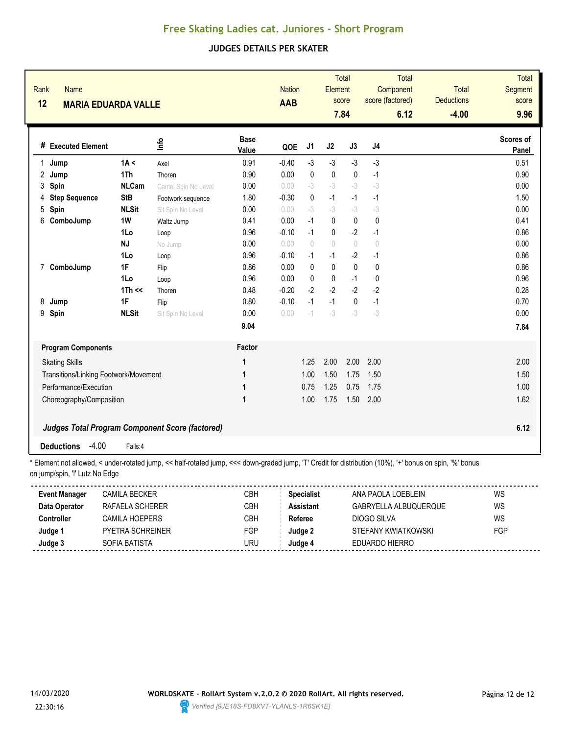# Free Skating Ladies cat. Juniores - Short Program

## JUDGES DETAILS PER SKATER

| Rank | Name | Nation | Total Element score | Total Component score (factored) | Total Deductions | Total Segment score |
|---|---|---|---|---|---|---|
| 12 | MARIA EDUARDA VALLE | AAB | 7.84 | 6.12 | -4.00 | 9.96 |

| # | Executed Element | | Info | Base Value | QOE | J1 | J2 | J3 | J4 | Scores of Panel |
|---|---|---|---|---|---|---|---|---|---|---|
| 1 | Jump | 1A < | Axel | 0.91 | -0.40 | -3 | -3 | -3 | -3 | 0.51 |
| 2 | Jump | 1Th | Thoren | 0.90 | 0.00 | 0 | 0 | 0 | -1 | 0.90 |
| 3 | Spin | NLCam | Camel Spin No Level | 0.00 | 0.00 | -3 | -3 | -3 | -3 | 0.00 |
| 4 | Step Sequence | StB | Footwork sequence | 1.80 | -0.30 | 0 | -1 | -1 | -1 | 1.50 |
| 5 | Spin | NLSit | Sit Spin No Level | 0.00 | 0.00 | -3 | -3 | -3 | -3 | 0.00 |
| 6 | ComboJump | 1W | Waltz Jump | 0.41 | 0.00 | -1 | 0 | 0 | 0 | 0.41 |
| | | 1Lo | Loop | 0.96 | -0.10 | -1 | 0 | -2 | -1 | 0.86 |
| | | NJ | No Jump | 0.00 | 0.00 | 0 | 0 | 0 | 0 | 0.00 |
| | | 1Lo | Loop | 0.96 | -0.10 | -1 | -1 | -2 | -1 | 0.86 |
| 7 | ComboJump | 1F | Flip | 0.86 | 0.00 | 0 | 0 | 0 | 0 | 0.86 |
| | | 1Lo | Loop | 0.96 | 0.00 | 0 | 0 | -1 | 0 | 0.96 |
| | | 1Th << | Thoren | 0.48 | -0.20 | -2 | -2 | -2 | -2 | 0.28 |
| 8 | Jump | 1F | Flip | 0.80 | -0.10 | -1 | -1 | 0 | -1 | 0.70 |
| 9 | Spin | NLSit | Sit Spin No Level | 0.00 | 0.00 | -1 | -3 | -3 | -3 | 0.00 |
| | | | | 9.04 | | | | | | 7.84 |

| Program Components | Factor | J1 | J2 | J3 | J4 | |
|---|---|---|---|---|---|---|
| Skating Skills | 1 | 1.25 | 2.00 | 2.00 | 2.00 | 2.00 |
| Transitions/Linking Footwork/Movement | 1 | 1.00 | 1.50 | 1.75 | 1.50 | 1.50 |
| Performance/Execution | 1 | 0.75 | 1.25 | 0.75 | 1.75 | 1.00 |
| Choreography/Composition | 1 | 1.00 | 1.75 | 1.50 | 2.00 | 1.62 |

***Judges Total Program Component Score (factored)*** 6.12

**Deductions** -4.00 Falls:4

\* Element not allowed, < under-rotated jump, << half-rotated jump, <<< down-graded jump, 'T' Credit for distribution (10%), '+' bonus on spin, '%' bonus on jump/spin, '!' Lutz No Edge

| | | | | | |
|---|---|---|---|---|---|
| **Event Manager** | CAMILA BECKER | CBH | **Specialist** | ANA PAOLA LOEBLEIN | WS |
| **Data Operator** | RAFAELA SCHERER | CBH | **Assistant** | GABRYELLA ALBUQUERQUE | WS |
| **Controller** | CAMILA HOEPERS | CBH | **Referee** | DIOGO SILVA | WS |
| **Judge 1** | PYETRA SCHREINER | FGP | **Judge 2** | STEFANY KWIATKOWSKI | FGP |
| **Judge 3** | SOFIA BATISTA | URU | **Judge 4** | EDUARDO HIERRO | |

14/03/2020
22:30:16

**WORLDSKATE - RollArt System v.2.0.2 © 2020 RollArt. All rights reserved.**

*Verified [9JE18S-FD8XVT-YLANLS-1R6SK1E]*